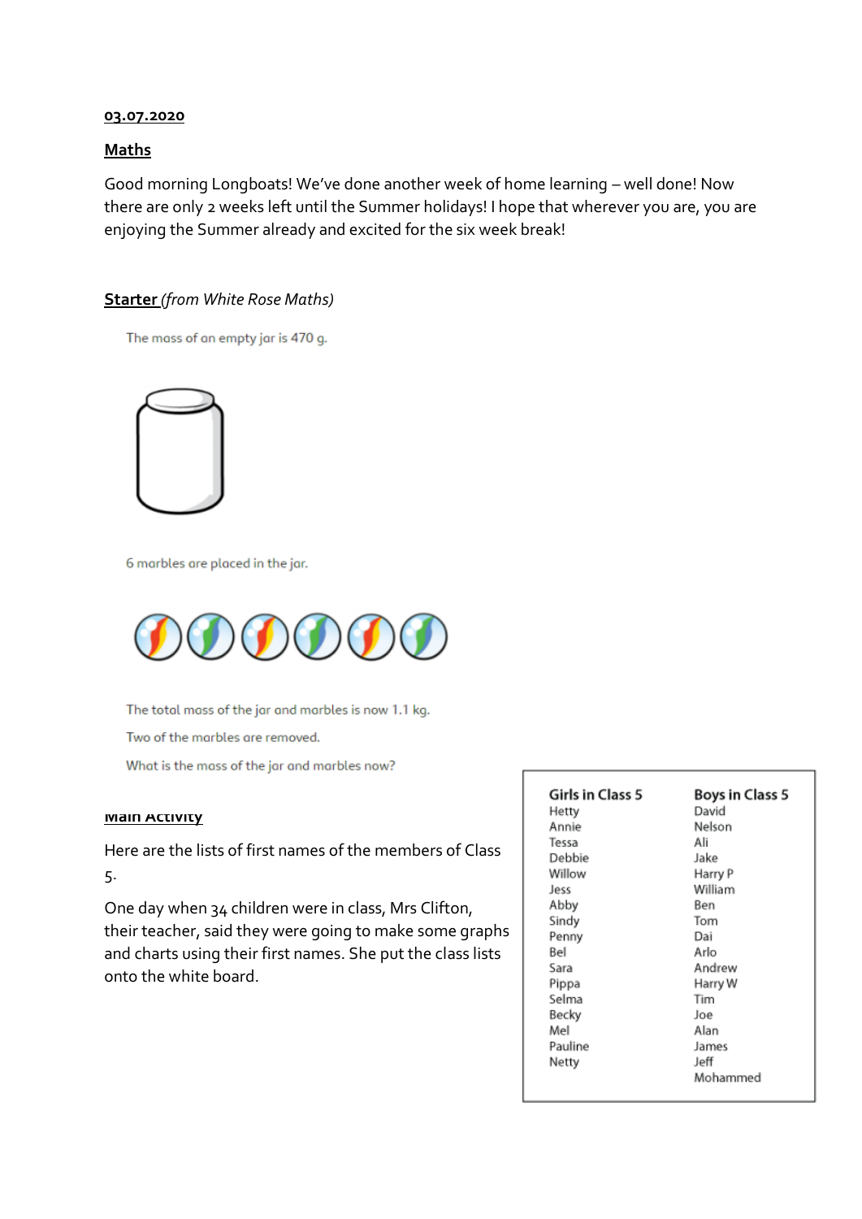**03.07.2020**

## Maths

Good morning Longboats! We've done another week of home learning – well done! Now there are only 2 weeks left until the Summer holidays! I hope that wherever you are, you are enjoying the Summer already and excited for the six week break!

**Starter** *(from White Rose Maths)*

The mass of an empty jar is 470 g.

6 marbles are placed in the jar.

The total mass of the jar and marbles is now 1.1 kg.

Two of the marbles are removed.

What is the mass of the jar and marbles now?

**Main Activity**

Here are the lists of first names of the members of Class 5.

One day when 34 children were in class, Mrs Clifton, their teacher, said they were going to make some graphs and charts using their first names. She put the class lists onto the white board.

| Girls in Class 5 | Boys in Class 5 |
|---|---|
| Hetty | David |
| Annie | Nelson |
| Tessa | Ali |
| Debbie | Jake |
| Willow | Harry P |
| Jess | William |
| Abby | Ben |
| Sindy | Tom |
| Penny | Dai |
| Bel | Arlo |
| Sara | Andrew |
| Pippa | Harry W |
| Selma | Tim |
| Becky | Joe |
| Mel | Alan |
| Pauline | James |
| Netty | Jeff |
| | Mohammed |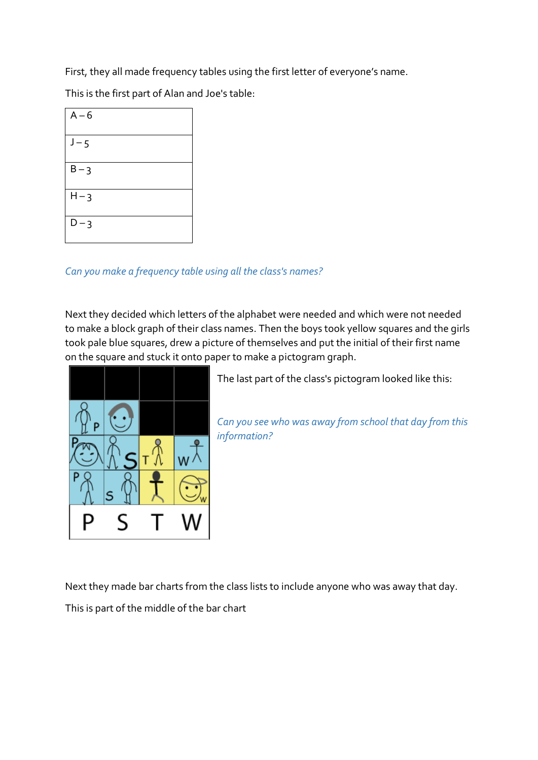First, they all made frequency tables using the first letter of everyone's name.

This is the first part of Alan and Joe's table:

| A – 6 |
|---|
| J – 5 |
| B – 3 |
| H – 3 |
| D – 3 |

*Can you make a frequency table using all the class's names?*

Next they decided which letters of the alphabet were needed and which were not needed to make a block graph of their class names. Then the boys took yellow squares and the girls took pale blue squares, drew a picture of themselves and put the initial of their first name on the square and stuck it onto paper to make a pictogram graph.

The last part of the class's pictogram looked like this:

*Can you see who was away from school that day from this information?*

Next they made bar charts from the class lists to include anyone who was away that day.

This is part of the middle of the bar chart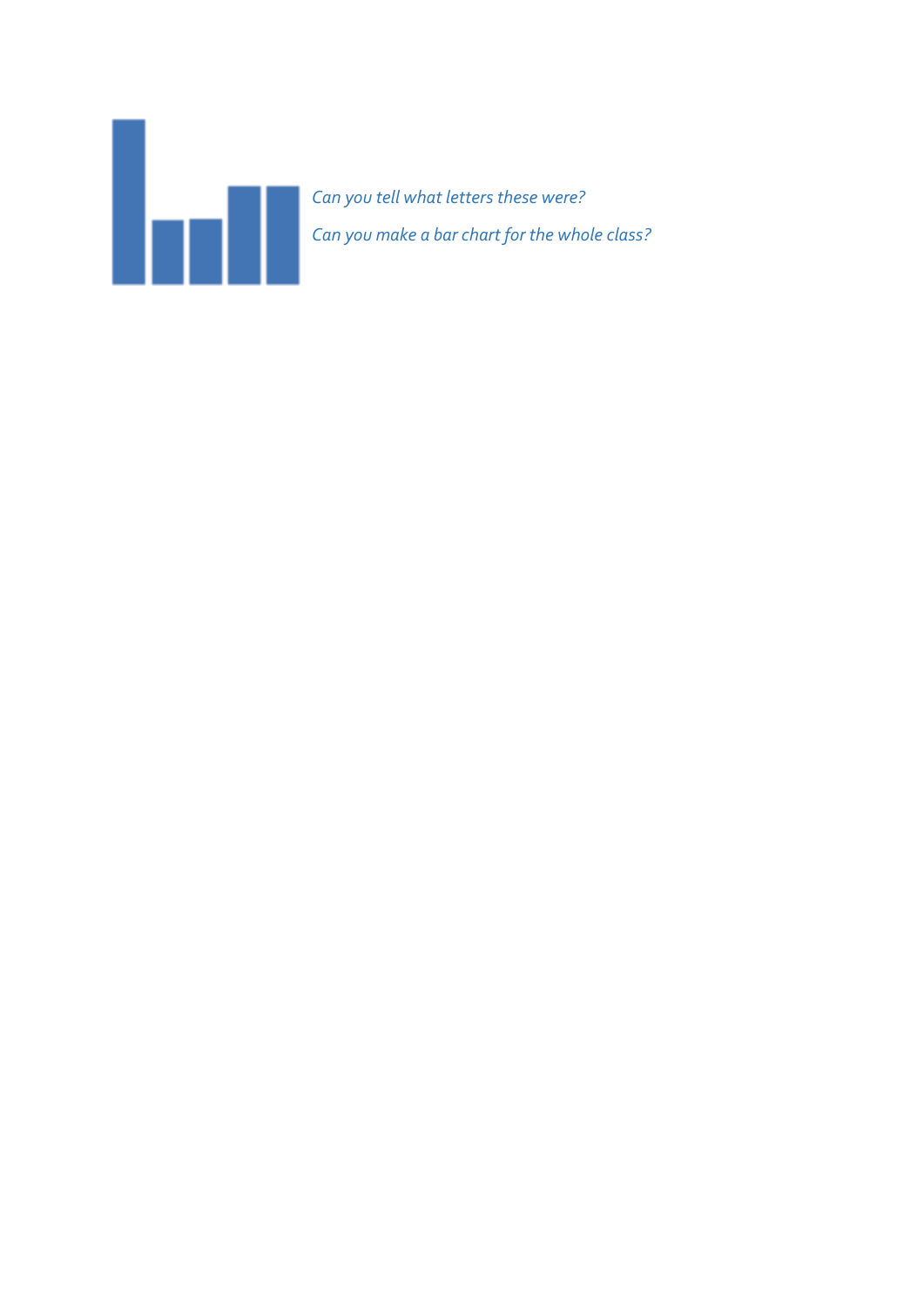*Can you tell what letters these were?*

*Can you make a bar chart for the whole class?*